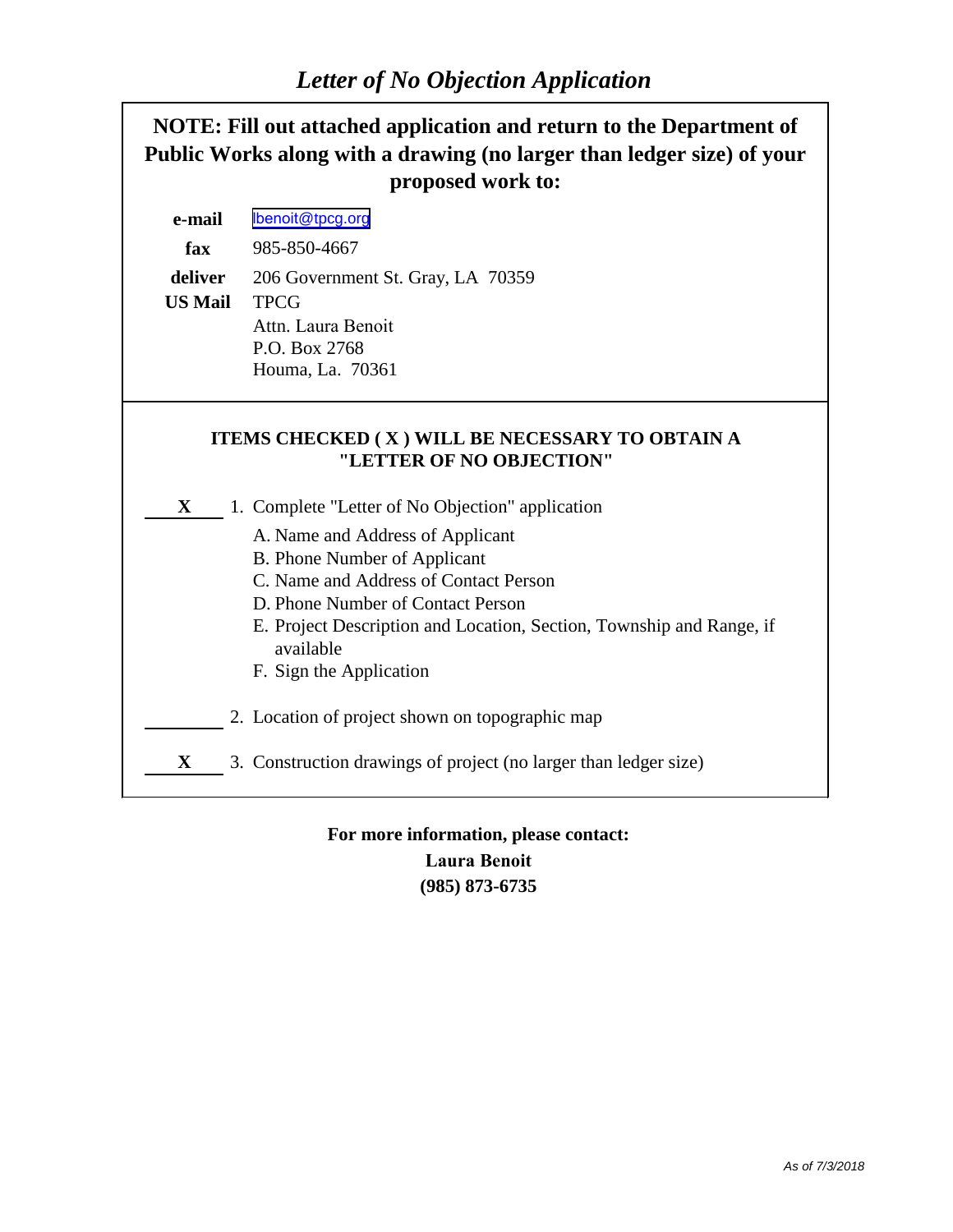# *Letter of No Objection Application*

**NOTE: Fill out attached application and return to the Department of Public Works along with a drawing (no larger than ledger size) of your proposed work to:**

| | |
|---|---|
| **e-mail** | lbenoit@tpcg.org |
| **fax** | 985-850-4667 |
| **deliver** | 206 Government St. Gray, LA 70359 |
| **US Mail** | TPCG<br>Attn. Laura Benoit<br>P.O. Box 2768<br>Houma, La. 70361 |

**ITEMS CHECKED ( X ) WILL BE NECESSARY TO OBTAIN A "LETTER OF NO OBJECTION"**

**X** 1. Complete "Letter of No Objection" application

- A. Name and Address of Applicant
- B. Phone Number of Applicant
- C. Name and Address of Contact Person
- D. Phone Number of Contact Person
- E. Project Description and Location, Section, Township and Range, if available
- F. Sign the Application

______ 2. Location of project shown on topographic map

**X** 3. Construction drawings of project (no larger than ledger size)

**For more information, please contact:**
**Laura Benoit**
**(985) 873-6735**

*As of 7/3/2018*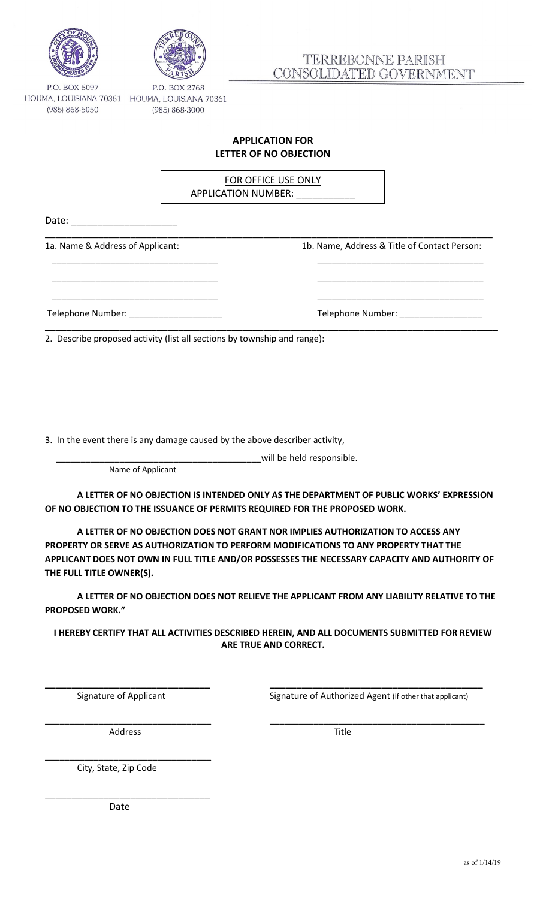P.O. BOX 6097
HOUMA, LOUISIANA 70361
(985) 868-5050

P.O. BOX 2768
HOUMA, LOUISIANA 70361
(985) 868-3000

# TERREBONNE PARISH CONSOLIDATED GOVERNMENT

## APPLICATION FOR LETTER OF NO OBJECTION

FOR OFFICE USE ONLY
APPLICATION NUMBER: ___________

Date: ____________________

1a. Name & Address of Applicant:

_________________________________

_________________________________

_________________________________

Telephone Number: ___________________

1b. Name, Address & Title of Contact Person:

_________________________________

_________________________________

_________________________________

Telephone Number: _________________

2. Describe proposed activity (list all sections by township and range):

3. In the event there is any damage caused by the above describer activity,

__________________________________________ will be held responsible.
Name of Applicant

**A LETTER OF NO OBJECTION IS INTENDED ONLY AS THE DEPARTMENT OF PUBLIC WORKS' EXPRESSION OF NO OBJECTION TO THE ISSUANCE OF PERMITS REQUIRED FOR THE PROPOSED WORK.**

**A LETTER OF NO OBJECTION DOES NOT GRANT NOR IMPLIES AUTHORIZATION TO ACCESS ANY PROPERTY OR SERVE AS AUTHORIZATION TO PERFORM MODIFICATIONS TO ANY PROPERTY THAT THE APPLICANT DOES NOT OWN IN FULL TITLE AND/OR POSSESSES THE NECESSARY CAPACITY AND AUTHORITY OF THE FULL TITLE OWNER(S).**

**A LETTER OF NO OBJECTION DOES NOT RELIEVE THE APPLICANT FROM ANY LIABILITY RELATIVE TO THE PROPOSED WORK."**

**I HEREBY CERTIFY THAT ALL ACTIVITIES DESCRIBED HEREIN, AND ALL DOCUMENTS SUBMITTED FOR REVIEW ARE TRUE AND CORRECT.**

_________________________________
Signature of Applicant

_________________________________
Address

_________________________________
City, State, Zip Code

_________________________________
Date

_________________________________
Signature of Authorized Agent (if other that applicant)

_________________________________
Title

as of 1/14/19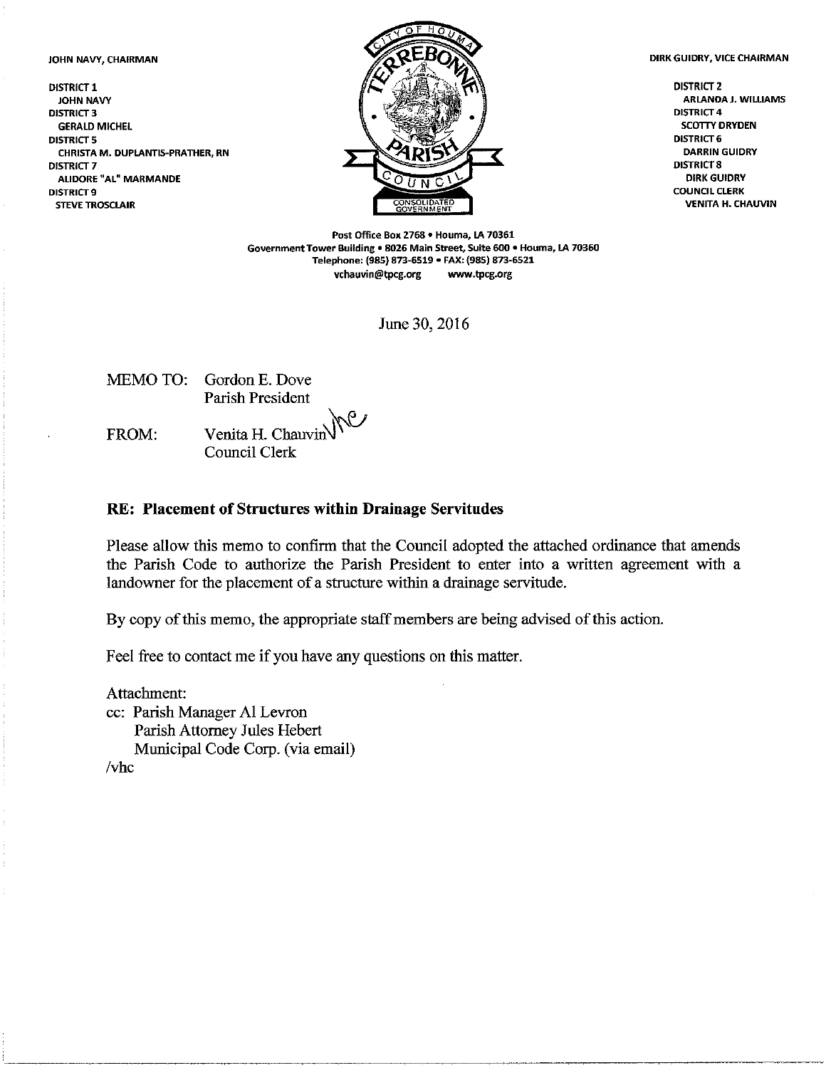JOHN NAVY, CHAIRMAN

DISTRICT 1
JOHN NAVY
DISTRICT 3
GERALD MICHEL
DISTRICT 5
CHRISTA M. DUPLANTIS-PRATHER, RN
DISTRICT 7
ALIDORE "AL" MARMANDE
DISTRICT 9
STEVE TROSCLAIR

DIRK GUIDRY, VICE CHAIRMAN

DISTRICT 2
ARLANDA J. WILLIAMS
DISTRICT 4
SCOTTY DRYDEN
DISTRICT 6
DARRIN GUIDRY
DISTRICT 8
DIRK GUIDRY
COUNCIL CLERK
VENITA H. CHAUVIN

Post Office Box 2768 • Houma, LA 70361
Government Tower Building • 8026 Main Street, Suite 600 • Houma, LA 70360
Telephone: (985) 873-6519 • FAX: (985) 873-6521
vchauvin@tpcg.org www.tpcg.org

June 30, 2016

MEMO TO: Gordon E. Dove
Parish President

FROM: Venita H. Chauvin vhc
Council Clerk

**RE: Placement of Structures within Drainage Servitudes**

Please allow this memo to confirm that the Council adopted the attached ordinance that amends the Parish Code to authorize the Parish President to enter into a written agreement with a landowner for the placement of a structure within a drainage servitude.

By copy of this memo, the appropriate staff members are being advised of this action.

Feel free to contact me if you have any questions on this matter.

Attachment:
cc: Parish Manager Al Levron
Parish Attorney Jules Hebert
Municipal Code Corp. (via email)
/vhc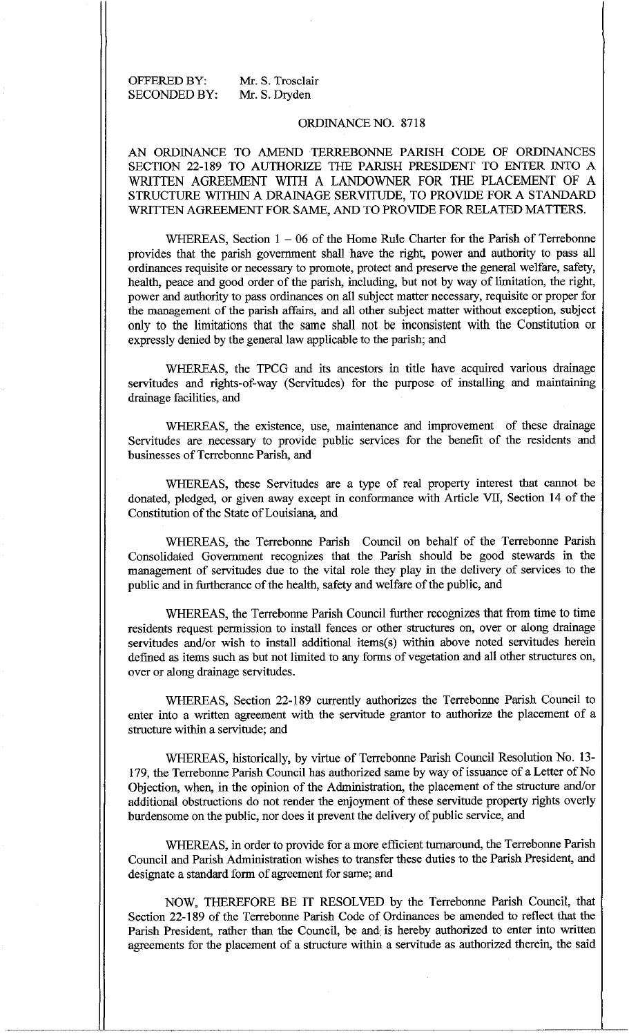OFFERED BY: Mr. S. Trosclair
SECONDED BY: Mr. S. Dryden

ORDINANCE NO. 8718

AN ORDINANCE TO AMEND TERREBONNE PARISH CODE OF ORDINANCES SECTION 22-189 TO AUTHORIZE THE PARISH PRESIDENT TO ENTER INTO A WRITTEN AGREEMENT WITH A LANDOWNER FOR THE PLACEMENT OF A STRUCTURE WITHIN A DRAINAGE SERVITUDE, TO PROVIDE FOR A STANDARD WRITTEN AGREEMENT FOR SAME, AND TO PROVIDE FOR RELATED MATTERS.

WHEREAS, Section 1 – 06 of the Home Rule Charter for the Parish of Terrebonne provides that the parish government shall have the right, power and authority to pass all ordinances requisite or necessary to promote, protect and preserve the general welfare, safety, health, peace and good order of the parish, including, but not by way of limitation, the right, power and authority to pass ordinances on all subject matter necessary, requisite or proper for the management of the parish affairs, and all other subject matter without exception, subject only to the limitations that the same shall not be inconsistent with the Constitution or expressly denied by the general law applicable to the parish; and

WHEREAS, the TPCG and its ancestors in title have acquired various drainage servitudes and rights-of-way (Servitudes) for the purpose of installing and maintaining drainage facilities, and

WHEREAS, the existence, use, maintenance and improvement of these drainage Servitudes are necessary to provide public services for the benefit of the residents and businesses of Terrebonne Parish, and

WHEREAS, these Servitudes are a type of real property interest that cannot be donated, pledged, or given away except in conformance with Article VII, Section 14 of the Constitution of the State of Louisiana, and

WHEREAS, the Terrebonne Parish Council on behalf of the Terrebonne Parish Consolidated Government recognizes that the Parish should be good stewards in the management of servitudes due to the vital role they play in the delivery of services to the public and in furtherance of the health, safety and welfare of the public, and

WHEREAS, the Terrebonne Parish Council further recognizes that from time to time residents request permission to install fences or other structures on, over or along drainage servitudes and/or wish to install additional items(s) within above noted servitudes herein defined as items such as but not limited to any forms of vegetation and all other structures on, over or along drainage servitudes.

WHEREAS, Section 22-189 currently authorizes the Terrebonne Parish Council to enter into a written agreement with the servitude grantor to authorize the placement of a structure within a servitude; and

WHEREAS, historically, by virtue of Terrebonne Parish Council Resolution No. 13-179, the Terrebonne Parish Council has authorized same by way of issuance of a Letter of No Objection, when, in the opinion of the Administration, the placement of the structure and/or additional obstructions do not render the enjoyment of these servitude property rights overly burdensome on the public, nor does it prevent the delivery of public service, and

WHEREAS, in order to provide for a more efficient turnaround, the Terrebonne Parish Council and Parish Administration wishes to transfer these duties to the Parish President, and designate a standard form of agreement for same; and

NOW, THEREFORE BE IT RESOLVED by the Terrebonne Parish Council, that Section 22-189 of the Terrebonne Parish Code of Ordinances be amended to reflect that the Parish President, rather than the Council, be and is hereby authorized to enter into written agreements for the placement of a structure within a servitude as authorized therein, the said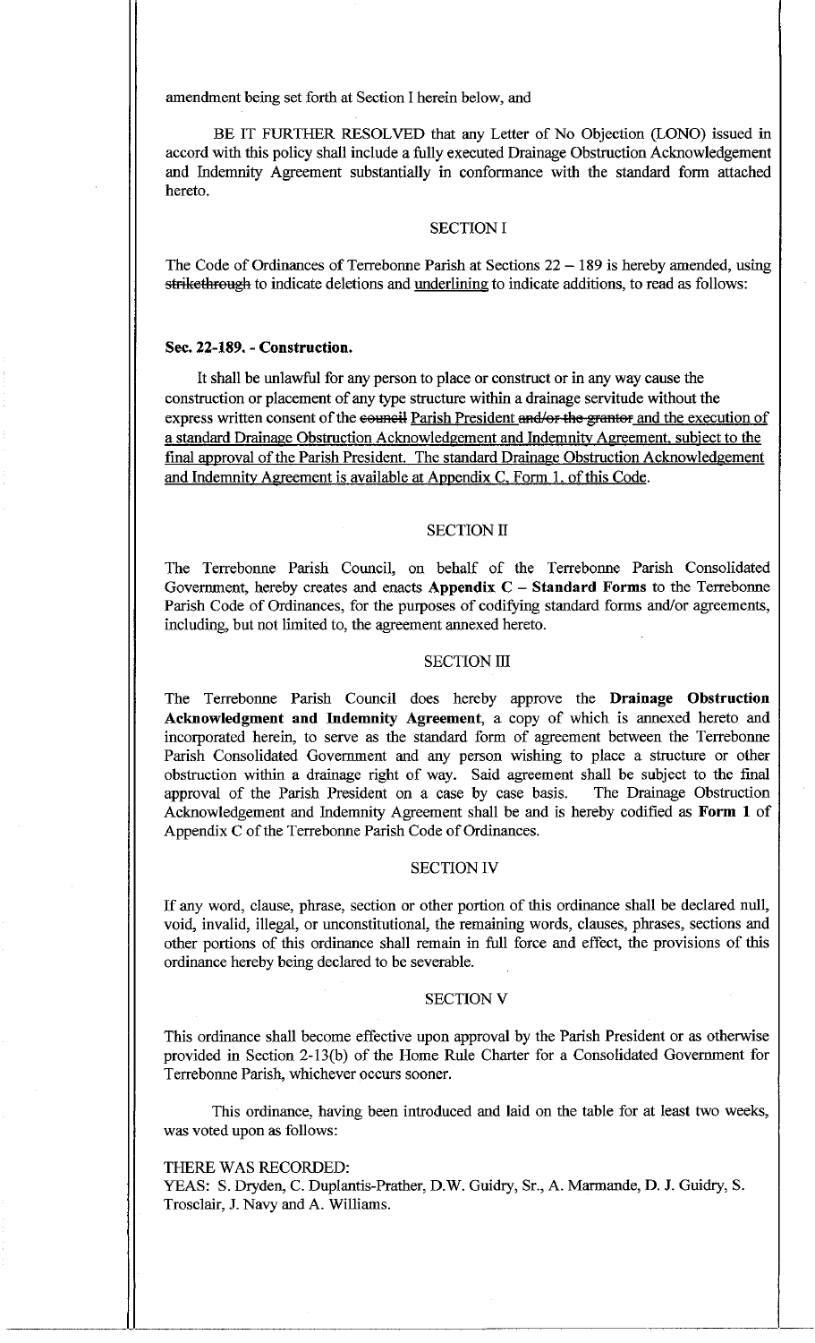amendment being set forth at Section I herein below, and

BE IT FURTHER RESOLVED that any Letter of No Objection (LONO) issued in accord with this policy shall include a fully executed Drainage Obstruction Acknowledgement and Indemnity Agreement substantially in conformance with the standard form attached hereto.

SECTION I

The Code of Ordinances of Terrebonne Parish at Sections 22 – 189 is hereby amended, using ~~strikethrough~~ to indicate deletions and <u>underlining</u> to indicate additions, to read as follows:

**Sec. 22-189. - Construction.**

It shall be unlawful for any person to place or construct or in any way cause the construction or placement of any type structure within a drainage servitude without the express written consent of the ~~council~~ <u>Parish President</u> ~~and/or the grantor~~ <u>and the execution of a standard Drainage Obstruction Acknowledgement and Indemnity Agreement, subject to the final approval of the Parish President. The standard Drainage Obstruction Acknowledgement and Indemnity Agreement is available at Appendix C, Form 1, of this Code</u>.

SECTION II

The Terrebonne Parish Council, on behalf of the Terrebonne Parish Consolidated Government, hereby creates and enacts **Appendix C – Standard Forms** to the Terrebonne Parish Code of Ordinances, for the purposes of codifying standard forms and/or agreements, including, but not limited to, the agreement annexed hereto.

SECTION III

The Terrebonne Parish Council does hereby approve the **Drainage Obstruction Acknowledgment and Indemnity Agreement**, a copy of which is annexed hereto and incorporated herein, to serve as the standard form of agreement between the Terrebonne Parish Consolidated Government and any person wishing to place a structure or other obstruction within a drainage right of way. Said agreement shall be subject to the final approval of the Parish President on a case by case basis. The Drainage Obstruction Acknowledgement and Indemnity Agreement shall be and is hereby codified as **Form 1** of Appendix C of the Terrebonne Parish Code of Ordinances.

SECTION IV

If any word, clause, phrase, section or other portion of this ordinance shall be declared null, void, invalid, illegal, or unconstitutional, the remaining words, clauses, phrases, sections and other portions of this ordinance shall remain in full force and effect, the provisions of this ordinance hereby being declared to be severable.

SECTION V

This ordinance shall become effective upon approval by the Parish President or as otherwise provided in Section 2-13(b) of the Home Rule Charter for a Consolidated Government for Terrebonne Parish, whichever occurs sooner.

This ordinance, having been introduced and laid on the table for at least two weeks, was voted upon as follows:

THERE WAS RECORDED:
YEAS: S. Dryden, C. Duplantis-Prather, D.W. Guidry, Sr., A. Marmande, D. J. Guidry, S. Trosclair, J. Navy and A. Williams.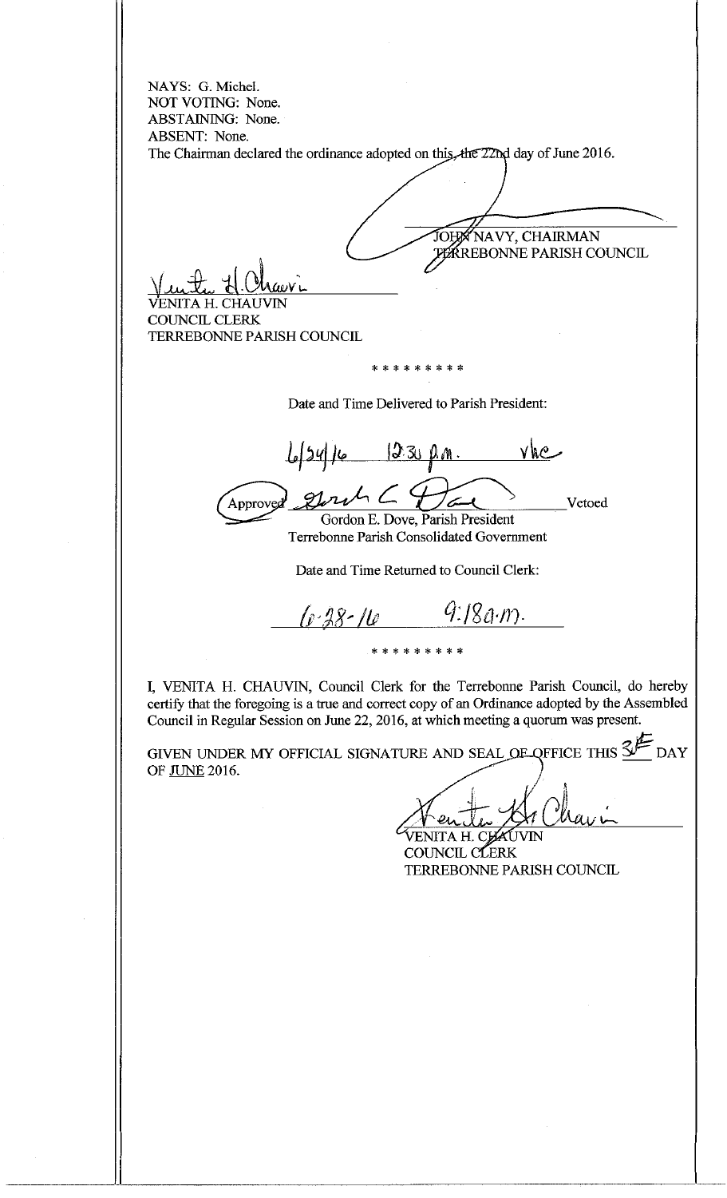NAYS: G. Michel.
NOT VOTING: None.
ABSTAINING: None.
ABSENT: None.
The Chairman declared the ordinance adopted on this, the 22nd day of June 2016.

JOHN NAVY, CHAIRMAN
TERREBONNE PARISH COUNCIL

VENITA H. CHAUVIN
COUNCIL CLERK
TERREBONNE PARISH COUNCIL

* * * * * * * * *

Date and Time Delivered to Parish President:

6/24/16 12:30 p.m. vhc

Approved ______________________ Vetoed
Gordon E. Dove, Parish President
Terrebonne Parish Consolidated Government

Date and Time Returned to Council Clerk:

6-28-16 9:18 a.m.

* * * * * * * * *

I, VENITA H. CHAUVIN, Council Clerk for the Terrebonne Parish Council, do hereby certify that the foregoing is a true and correct copy of an Ordinance adopted by the Assembled Council in Regular Session on June 22, 2016, at which meeting a quorum was present.

GIVEN UNDER MY OFFICIAL SIGNATURE AND SEAL OF OFFICE THIS 3rd DAY OF JUNE 2016.

VENITA H. CHAUVIN
COUNCIL CLERK
TERREBONNE PARISH COUNCIL